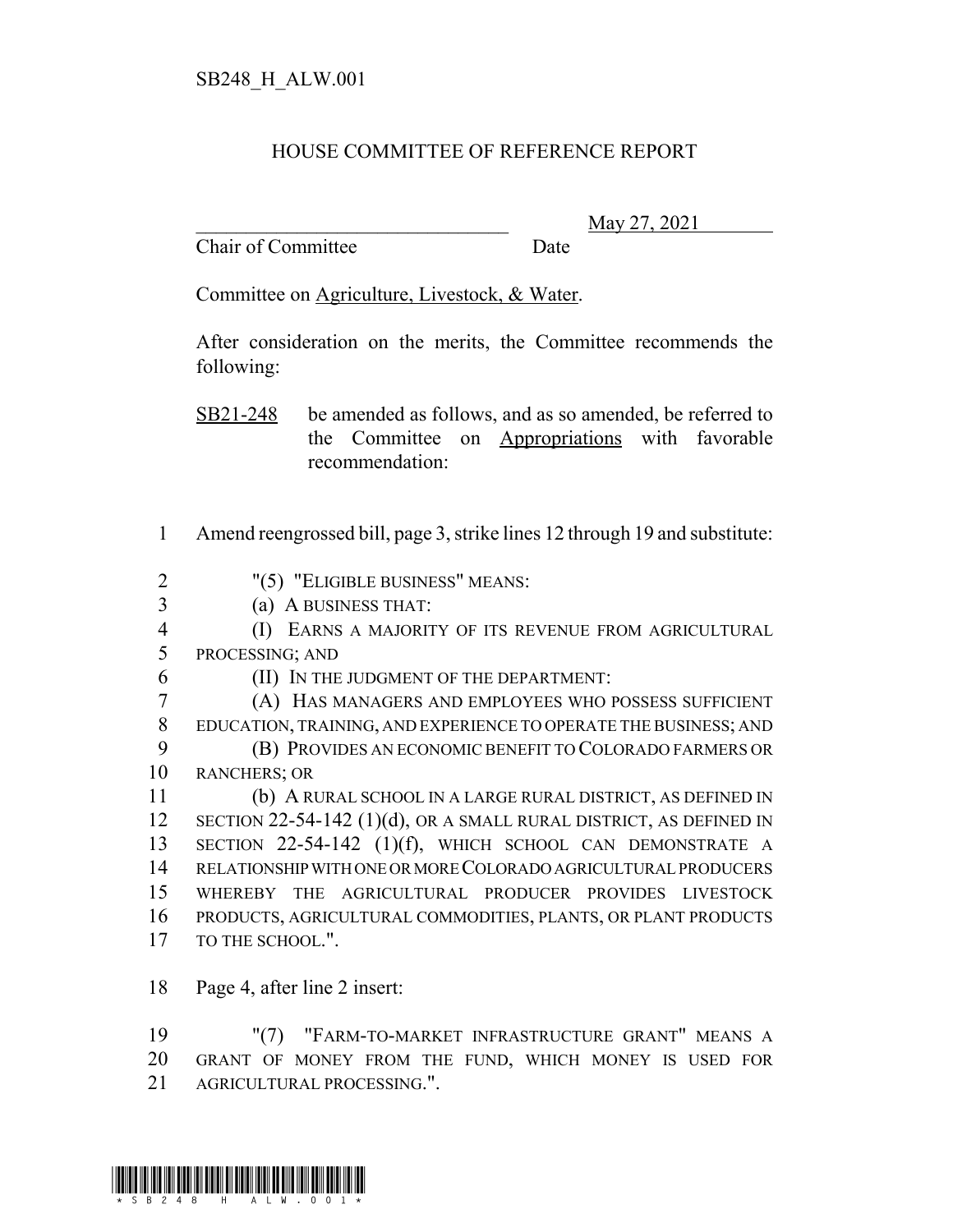SB248_H_ALW.001

# HOUSE COMMITTEE OF REFERENCE REPORT

________________________________ May 27, 2021
Chair of Committee Date

Committee on Agriculture, Livestock, & Water.

After consideration on the merits, the Committee recommends the following:

SB21-248 be amended as follows, and as so amended, be referred to the Committee on Appropriations with favorable recommendation:

1 Amend reengrossed bill, page 3, strike lines 12 through 19 and substitute:

2 "(5) "ELIGIBLE BUSINESS" MEANS:
3 (a) A BUSINESS THAT:
4 (I) EARNS A MAJORITY OF ITS REVENUE FROM AGRICULTURAL
5 PROCESSING; AND
6 (II) IN THE JUDGMENT OF THE DEPARTMENT:
7 (A) HAS MANAGERS AND EMPLOYEES WHO POSSESS SUFFICIENT
8 EDUCATION, TRAINING, AND EXPERIENCE TO OPERATE THE BUSINESS; AND
9 (B) PROVIDES AN ECONOMIC BENEFIT TO COLORADO FARMERS OR
10 RANCHERS; OR
11 (b) A RURAL SCHOOL IN A LARGE RURAL DISTRICT, AS DEFINED IN
12 SECTION 22-54-142 (1)(d), OR A SMALL RURAL DISTRICT, AS DEFINED IN
13 SECTION 22-54-142 (1)(f), WHICH SCHOOL CAN DEMONSTRATE A
14 RELATIONSHIP WITH ONE OR MORE COLORADO AGRICULTURAL PRODUCERS
15 WHEREBY THE AGRICULTURAL PRODUCER PROVIDES LIVESTOCK
16 PRODUCTS, AGRICULTURAL COMMODITIES, PLANTS, OR PLANT PRODUCTS
17 TO THE SCHOOL.".

18 Page 4, after line 2 insert:

19 "(7) "FARM-TO-MARKET INFRASTRUCTURE GRANT" MEANS A
20 GRANT OF MONEY FROM THE FUND, WHICH MONEY IS USED FOR
21 AGRICULTURAL PROCESSING.".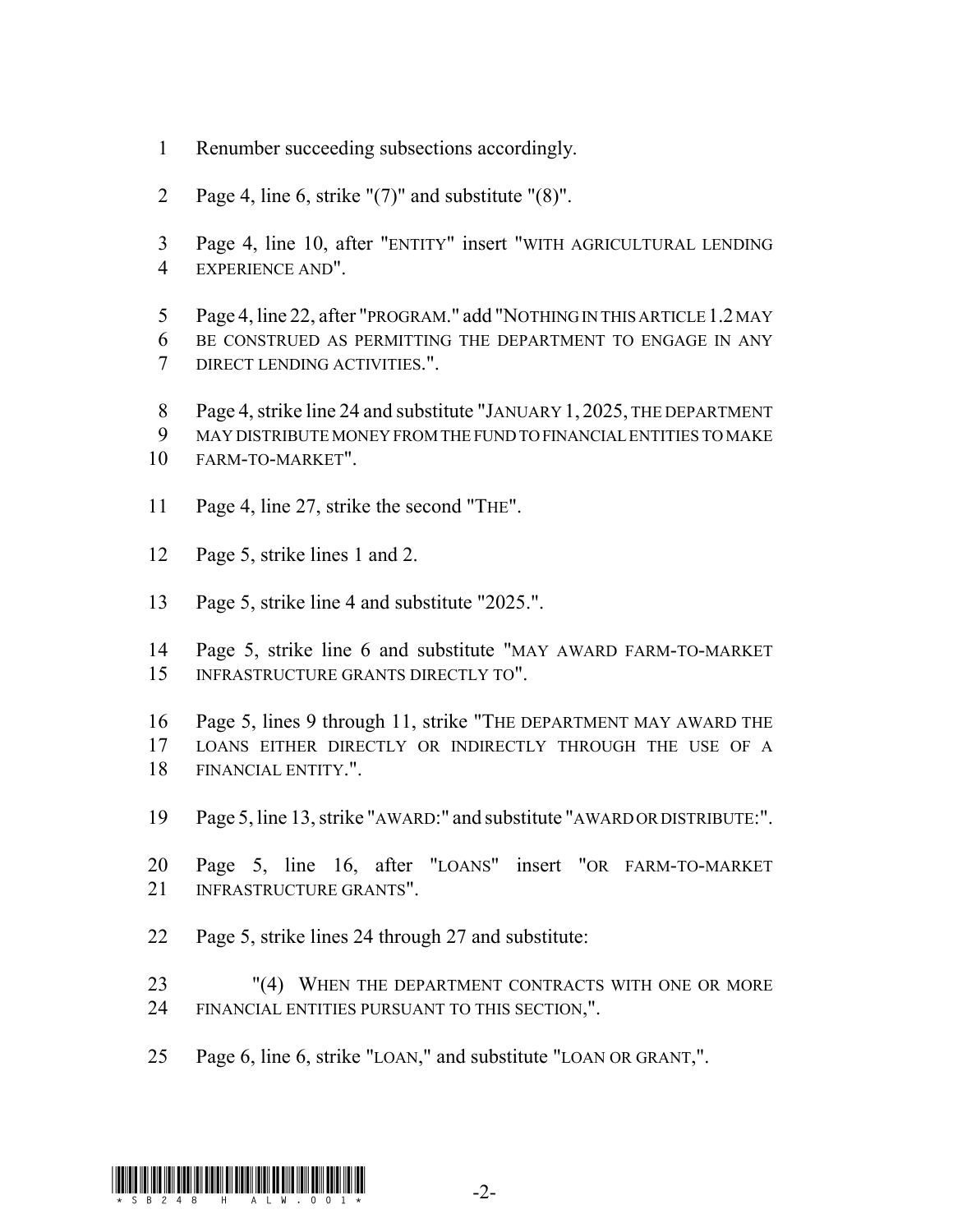Renumber succeeding subsections accordingly.

Page 4, line 6, strike "(7)" and substitute "(8)".

Page 4, line 10, after "ENTITY" insert "WITH AGRICULTURAL LENDING EXPERIENCE AND".

Page 4, line 22, after "PROGRAM." add "NOTHING IN THIS ARTICLE 1.2 MAY BE CONSTRUED AS PERMITTING THE DEPARTMENT TO ENGAGE IN ANY DIRECT LENDING ACTIVITIES.".

Page 4, strike line 24 and substitute "JANUARY 1, 2025, THE DEPARTMENT MAY DISTRIBUTE MONEY FROM THE FUND TO FINANCIAL ENTITIES TO MAKE FARM-TO-MARKET".

Page 4, line 27, strike the second "THE".

Page 5, strike lines 1 and 2.

Page 5, strike line 4 and substitute "2025.".

Page 5, strike line 6 and substitute "MAY AWARD FARM-TO-MARKET INFRASTRUCTURE GRANTS DIRECTLY TO".

Page 5, lines 9 through 11, strike "THE DEPARTMENT MAY AWARD THE LOANS EITHER DIRECTLY OR INDIRECTLY THROUGH THE USE OF A FINANCIAL ENTITY.".

Page 5, line 13, strike "AWARD:" and substitute "AWARD OR DISTRIBUTE:".

Page 5, line 16, after "LOANS" insert "OR FARM-TO-MARKET INFRASTRUCTURE GRANTS".

Page 5, strike lines 24 through 27 and substitute:

"(4) WHEN THE DEPARTMENT CONTRACTS WITH ONE OR MORE FINANCIAL ENTITIES PURSUANT TO THIS SECTION,".

Page 6, line 6, strike "LOAN," and substitute "LOAN OR GRANT,".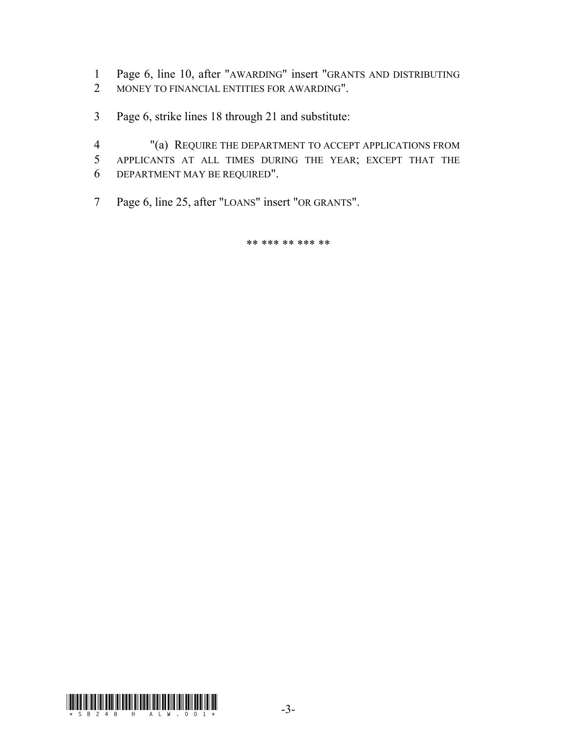Page 6, line 10, after "AWARDING" insert "GRANTS AND DISTRIBUTING MONEY TO FINANCIAL ENTITIES FOR AWARDING".

Page 6, strike lines 18 through 21 and substitute:

"(a) REQUIRE THE DEPARTMENT TO ACCEPT APPLICATIONS FROM APPLICANTS AT ALL TIMES DURING THE YEAR; EXCEPT THAT THE DEPARTMENT MAY BE REQUIRED".

Page 6, line 25, after "LOANS" insert "OR GRANTS".

** *** ** *** **